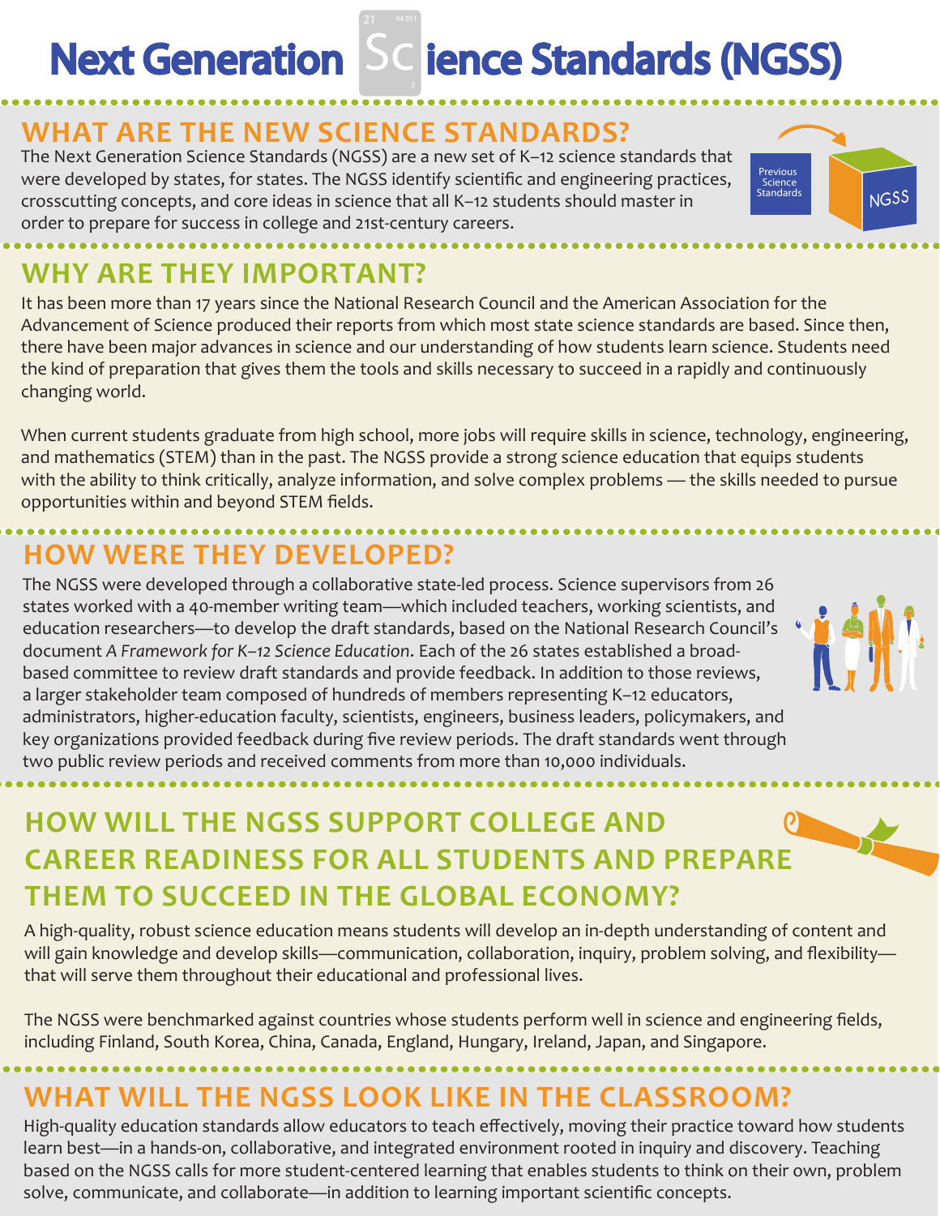# Next Generation Science Standards (NGSS)

## WHAT ARE THE NEW SCIENCE STANDARDS?

The Next Generation Science Standards (NGSS) are a new set of K–12 science standards that were developed by states, for states. The NGSS identify scientific and engineering practices, crosscutting concepts, and core ideas in science that all K–12 students should master in order to prepare for success in college and 21st-century careers.

## WHY ARE THEY IMPORTANT?

It has been more than 17 years since the National Research Council and the American Association for the Advancement of Science produced their reports from which most state science standards are based. Since then, there have been major advances in science and our understanding of how students learn science. Students need the kind of preparation that gives them the tools and skills necessary to succeed in a rapidly and continuously changing world.

When current students graduate from high school, more jobs will require skills in science, technology, engineering, and mathematics (STEM) than in the past. The NGSS provide a strong science education that equips students with the ability to think critically, analyze information, and solve complex problems — the skills needed to pursue opportunities within and beyond STEM fields.

## HOW WERE THEY DEVELOPED?

The NGSS were developed through a collaborative state-led process. Science supervisors from 26 states worked with a 40-member writing team—which included teachers, working scientists, and education researchers—to develop the draft standards, based on the National Research Council's document *A Framework for K–12 Science Education*. Each of the 26 states established a broad-based committee to review draft standards and provide feedback. In addition to those reviews, a larger stakeholder team composed of hundreds of members representing K–12 educators, administrators, higher-education faculty, scientists, engineers, business leaders, policymakers, and key organizations provided feedback during five review periods. The draft standards went through two public review periods and received comments from more than 10,000 individuals.

## HOW WILL THE NGSS SUPPORT COLLEGE AND CAREER READINESS FOR ALL STUDENTS AND PREPARE THEM TO SUCCEED IN THE GLOBAL ECONOMY?

A high-quality, robust science education means students will develop an in-depth understanding of content and will gain knowledge and develop skills—communication, collaboration, inquiry, problem solving, and flexibility—that will serve them throughout their educational and professional lives.

The NGSS were benchmarked against countries whose students perform well in science and engineering fields, including Finland, South Korea, China, Canada, England, Hungary, Ireland, Japan, and Singapore.

## WHAT WILL THE NGSS LOOK LIKE IN THE CLASSROOM?

High-quality education standards allow educators to teach effectively, moving their practice toward how students learn best—in a hands-on, collaborative, and integrated environment rooted in inquiry and discovery. Teaching based on the NGSS calls for more student-centered learning that enables students to think on their own, problem solve, communicate, and collaborate—in addition to learning important scientific concepts.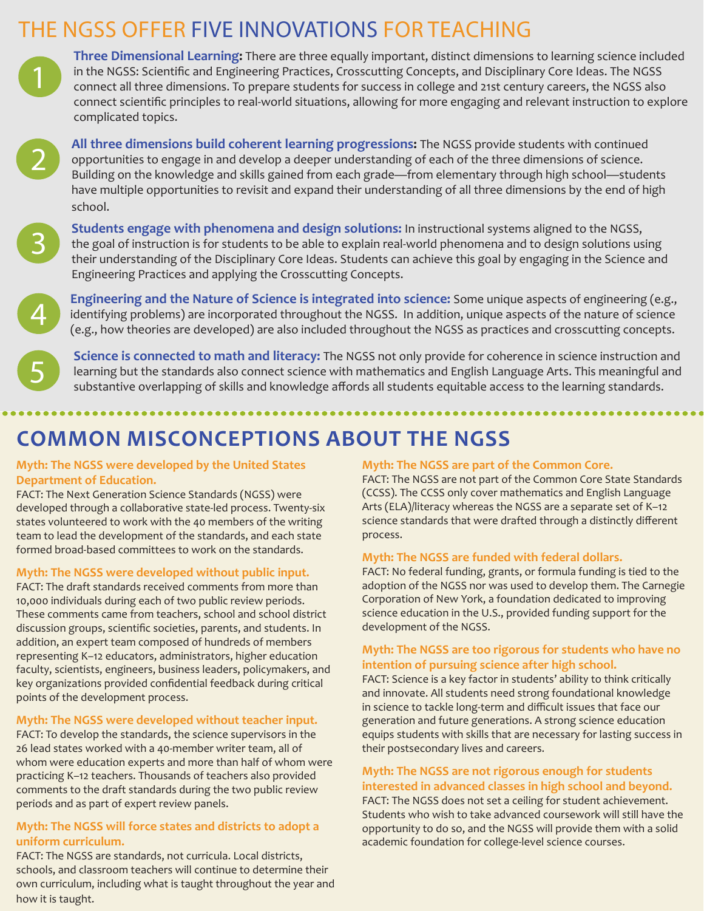# THE NGSS OFFER FIVE INNOVATIONS FOR TEACHING

1. **Three Dimensional Learning:** There are three equally important, distinct dimensions to learning science included in the NGSS: Scientific and Engineering Practices, Crosscutting Concepts, and Disciplinary Core Ideas. The NGSS connect all three dimensions. To prepare students for success in college and 21st century careers, the NGSS also connect scientific principles to real-world situations, allowing for more engaging and relevant instruction to explore complicated topics.

2. **All three dimensions build coherent learning progressions:** The NGSS provide students with continued opportunities to engage in and develop a deeper understanding of each of the three dimensions of science. Building on the knowledge and skills gained from each grade—from elementary through high school—students have multiple opportunities to revisit and expand their understanding of all three dimensions by the end of high school.

3. **Students engage with phenomena and design solutions:** In instructional systems aligned to the NGSS, the goal of instruction is for students to be able to explain real-world phenomena and to design solutions using their understanding of the Disciplinary Core Ideas. Students can achieve this goal by engaging in the Science and Engineering Practices and applying the Crosscutting Concepts.

4. **Engineering and the Nature of Science is integrated into science:** Some unique aspects of engineering (e.g., identifying problems) are incorporated throughout the NGSS. In addition, unique aspects of the nature of science (e.g., how theories are developed) are also included throughout the NGSS as practices and crosscutting concepts.

5. **Science is connected to math and literacy:** The NGSS not only provide for coherence in science instruction and learning but the standards also connect science with mathematics and English Language Arts. This meaningful and substantive overlapping of skills and knowledge affords all students equitable access to the learning standards.

# COMMON MISCONCEPTIONS ABOUT THE NGSS

**Myth: The NGSS were developed by the United States Department of Education.**

FACT: The Next Generation Science Standards (NGSS) were developed through a collaborative state-led process. Twenty-six states volunteered to work with the 40 members of the writing team to lead the development of the standards, and each state formed broad-based committees to work on the standards.

**Myth: The NGSS were developed without public input.**

FACT: The draft standards received comments from more than 10,000 individuals during each of two public review periods. These comments came from teachers, school and school district discussion groups, scientific societies, parents, and students. In addition, an expert team composed of hundreds of members representing K–12 educators, administrators, higher education faculty, scientists, engineers, business leaders, policymakers, and key organizations provided confidential feedback during critical points of the development process.

**Myth: The NGSS were developed without teacher input.**

FACT: To develop the standards, the science supervisors in the 26 lead states worked with a 40-member writer team, all of whom were education experts and more than half of whom were practicing K–12 teachers. Thousands of teachers also provided comments to the draft standards during the two public review periods and as part of expert review panels.

**Myth: The NGSS will force states and districts to adopt a uniform curriculum.**

FACT: The NGSS are standards, not curricula. Local districts, schools, and classroom teachers will continue to determine their own curriculum, including what is taught throughout the year and how it is taught.

**Myth: The NGSS are part of the Common Core.**

FACT: The NGSS are not part of the Common Core State Standards (CCSS). The CCSS only cover mathematics and English Language Arts (ELA)/literacy whereas the NGSS are a separate set of K–12 science standards that were drafted through a distinctly different process.

**Myth: The NGSS are funded with federal dollars.**

FACT: No federal funding, grants, or formula funding is tied to the adoption of the NGSS nor was used to develop them. The Carnegie Corporation of New York, a foundation dedicated to improving science education in the U.S., provided funding support for the development of the NGSS.

**Myth: The NGSS are too rigorous for students who have no intention of pursuing science after high school.**

FACT: Science is a key factor in students' ability to think critically and innovate. All students need strong foundational knowledge in science to tackle long-term and difficult issues that face our generation and future generations. A strong science education equips students with skills that are necessary for lasting success in their postsecondary lives and careers.

**Myth: The NGSS are not rigorous enough for students interested in advanced classes in high school and beyond.**

FACT: The NGSS does not set a ceiling for student achievement. Students who wish to take advanced coursework will still have the opportunity to do so, and the NGSS will provide them with a solid academic foundation for college-level science courses.